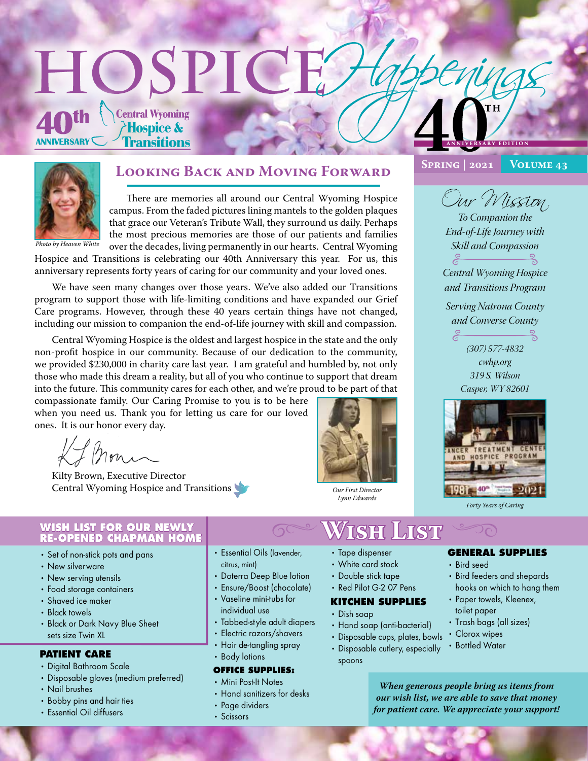# HOSPICE *Happenings*

40th ANNIVERSARY — Central Wyoming Hospice & Transitions

40TH ANNIVERSARY EDITION

**Spring | 2021** — **Volume 43**

## Looking Back and Moving Forward

*Photo by Heaven White*

There are memories all around our Central Wyoming Hospice campus. From the faded pictures lining mantels to the golden plaques that grace our Veteran's Tribute Wall, they surround us daily. Perhaps the most precious memories are those of our patients and families over the decades, living permanently in our hearts. Central Wyoming Hospice and Transitions is celebrating our 40th Anniversary this year. For us, this anniversary represents forty years of caring for our community and your loved ones.

We have seen many changes over those years. We've also added our Transitions program to support those with life-limiting conditions and have expanded our Grief Care programs. However, through these 40 years certain things have not changed, including our mission to companion the end-of-life journey with skill and compassion.

Central Wyoming Hospice is the oldest and largest hospice in the state and the only non-profit hospice in our community. Because of our dedication to the community, we provided $230,000 in charity care last year. I am grateful and humbled by, not only those who made this dream a reality, but all of you who continue to support that dream into the future. This community cares for each other, and we're proud to be part of that compassionate family. Our Caring Promise to you is to be here when you need us. Thank you for letting us care for our loved ones. It is our honor every day.

Kilty Brown, Executive Director
Central Wyoming Hospice and Transitions

*Our First Director Lynn Edwards*

### *Our Mission*

*To Companion the End-of-Life Journey with Skill and Compassion*

*Central Wyoming Hospice and Transitions Program*

*Serving Natrona County and Converse County*

*(307) 577-4832*
*cwhp.org*
*319 S. Wilson*
*Casper, WY 82601*

*Forty Years of Caring*

## Wish List

### WISH LIST FOR OUR NEWLY RE-OPENED CHAPMAN HOME

- Set of non-stick pots and pans
- New silverware
- New serving utensils
- Food storage containers
- Shaved ice maker
- Black towels
- Black or Dark Navy Blue Sheet sets size Twin XL

### PATIENT CARE

- Digital Bathroom Scale
- Disposable gloves (medium preferred)
- Nail brushes
- Bobby pins and hair ties
- Essential Oil diffusers
- Essential Oils (lavender, citrus, mint)
- Doterra Deep Blue lotion
- Ensure/Boost (chocolate)
- Vaseline mini-tubs for individual use
- Tabbed-style adult diapers
- Electric razors/shavers
- Hair de-tangling spray
- Body lotions

### OFFICE SUPPLIES:

- Mini Post-It Notes
- Hand sanitizers for desks
- Page dividers
- Scissors
- Tape dispenser
- White card stock
- Double stick tape
- Red Pilot G-2 07 Pens

### KITCHEN SUPPLIES

- Dish soap
- Hand soap (anti-bacterial)
- Disposable cups, plates, bowls
- Disposable cutlery, especially spoons

### GENERAL SUPPLIES

- Bird seed
- Bird feeders and shepards hooks on which to hang them
- Paper towels, Kleenex, toilet paper
- Trash bags (all sizes)
- Clorox wipes
- Bottled Water

***When generous people bring us items from our wish list, we are able to save that money for patient care. We appreciate your support!***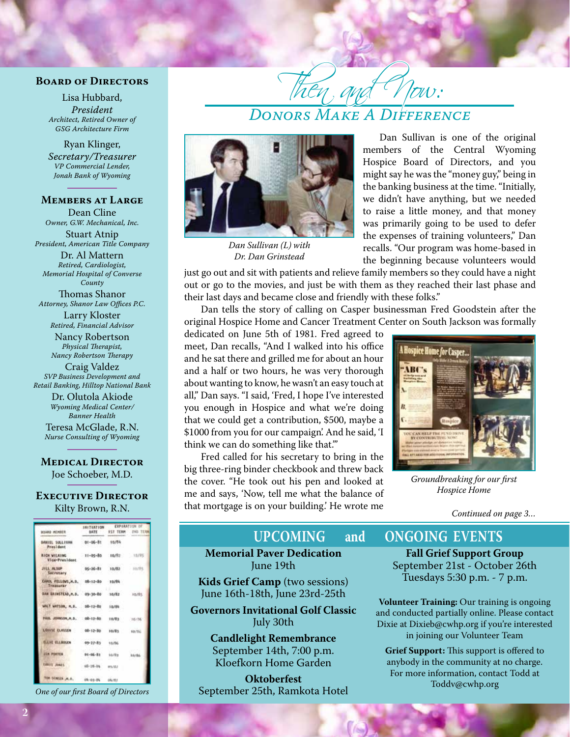## Board of Directors

Lisa Hubbard,
*President*
*Architect, Retired Owner of GSG Architecture Firm*

Ryan Klinger,
*Secretary/Treasurer*
*VP Commercial Lender, Jonah Bank of Wyoming*

## Members at Large

Dean Cline
*Owner, G.W. Mechanical, Inc.*

Stuart Atnip
*President, American Title Company*

Dr. Al Mattern
*Retired, Cardiologist, Memorial Hospital of Converse County*

Thomas Shanor
*Attorney, Shanor Law Offices P.C.*

Larry Kloster
*Retired, Financial Advisor*

Nancy Robertson
*Physical Therapist, Nancy Robertson Therapy*

Craig Valdez
*SVP Business Development and Retail Banking, Hilltop National Bank*

Dr. Olutola Akiode
*Wyoming Medical Center/ Banner Health*

Teresa McGlade, R.N.
*Nurse Consulting of Wyoming*

## Medical Director

Joe Schoeber, M.D.

## Executive Director

Kilty Brown, R.N.

*One of our first Board of Directors*

# Then and Now:

## Donors Make A Difference

*Dan Sullivan (L) with Dr. Dan Grinstead*

Dan Sullivan is one of the original members of the Central Wyoming Hospice Board of Directors, and you might say he was the "money guy," being in the banking business at the time. "Initially, we didn't have anything, but we needed to raise a little money, and that money was primarily going to be used to defer the expenses of training volunteers," Dan recalls. "Our program was home-based in the beginning because volunteers would just go out and sit with patients and relieve family members so they could have a night out or go to the movies, and just be with them as they reached their last phase and their last days and became close and friendly with these folks."

Dan tells the story of calling on Casper businessman Fred Goodstein after the original Hospice Home and Cancer Treatment Center on South Jackson was formally dedicated on June 5th of 1981. Fred agreed to meet, Dan recalls, "And I walked into his office and he sat there and grilled me for about an hour and a half or two hours, he was very thorough about wanting to know, he wasn't an easy touch at all," Dan says. "I said, 'Fred, I hope I've interested you enough in Hospice and what we're doing that we could get a contribution, $500, maybe a $1000 from you for our campaign'. And he said, 'I think we can do something like that.'"

Fred called for his secretary to bring in the big three-ring binder checkbook and threw back the cover. "He took out his pen and looked at me and says, 'Now, tell me what the balance of that mortgage is on your building.' He wrote me

*Groundbreaking for our first Hospice Home*

*Continued on page 3...*

## Upcoming and Ongoing Events

**Memorial Paver Dedication**
June 19th

**Kids Grief Camp** (two sessions)
June 16th-18th, June 23rd-25th

**Governors Invitational Golf Classic**
July 30th

**Candlelight Remembrance**
September 14th, 7:00 p.m.
Kloefkorn Home Garden

**Oktoberfest**
September 25th, Ramkota Hotel

**Fall Grief Support Group**
September 21st - October 26th
Tuesdays 5:30 p.m. - 7 p.m.

**Volunteer Training:** Our training is ongoing and conducted partially online. Please contact Dixie at Dixieb@cwhp.org if you're interested in joining our Volunteer Team

**Grief Support:** This support is offered to anybody in the community at no charge. For more information, contact Todd at Toddv@cwhp.org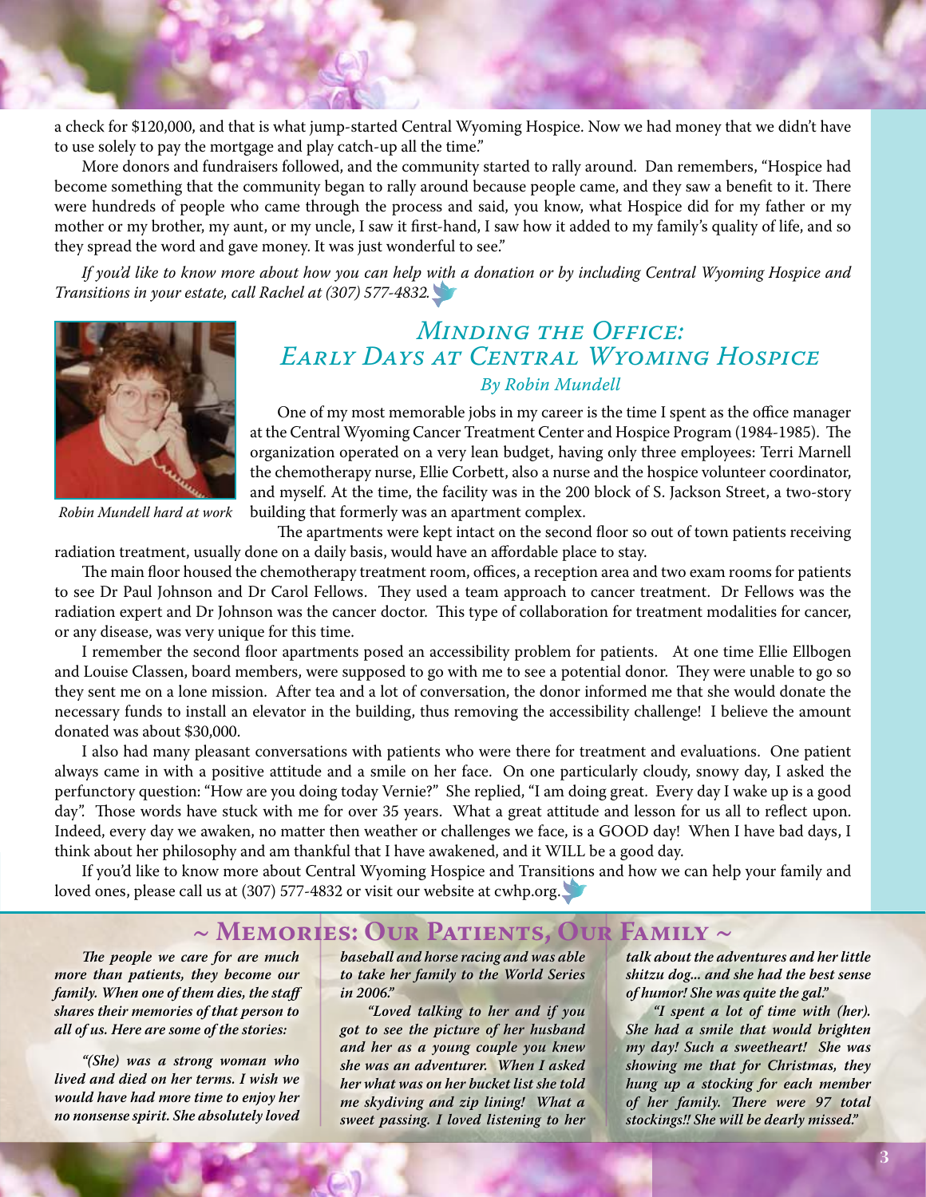a check for $120,000, and that is what jump-started Central Wyoming Hospice. Now we had money that we didn't have to use solely to pay the mortgage and play catch-up all the time."

More donors and fundraisers followed, and the community started to rally around. Dan remembers, "Hospice had become something that the community began to rally around because people came, and they saw a benefit to it. There were hundreds of people who came through the process and said, you know, what Hospice did for my father or my mother or my brother, my aunt, or my uncle, I saw it first-hand, I saw how it added to my family's quality of life, and so they spread the word and gave money. It was just wonderful to see."

*If you'd like to know more about how you can help with a donation or by including Central Wyoming Hospice and Transitions in your estate, call Rachel at (307) 577-4832.*

## *Minding the Office: Early Days at Central Wyoming Hospice*

*By Robin Mundell*

*Robin Mundell hard at work*

One of my most memorable jobs in my career is the time I spent as the office manager at the Central Wyoming Cancer Treatment Center and Hospice Program (1984-1985). The organization operated on a very lean budget, having only three employees: Terri Marnell the chemotherapy nurse, Ellie Corbett, also a nurse and the hospice volunteer coordinator, and myself. At the time, the facility was in the 200 block of S. Jackson Street, a two-story building that formerly was an apartment complex.

The apartments were kept intact on the second floor so out of town patients receiving radiation treatment, usually done on a daily basis, would have an affordable place to stay.

The main floor housed the chemotherapy treatment room, offices, a reception area and two exam rooms for patients to see Dr Paul Johnson and Dr Carol Fellows. They used a team approach to cancer treatment. Dr Fellows was the radiation expert and Dr Johnson was the cancer doctor. This type of collaboration for treatment modalities for cancer, or any disease, was very unique for this time.

I remember the second floor apartments posed an accessibility problem for patients. At one time Ellie Ellbogen and Louise Classen, board members, were supposed to go with me to see a potential donor. They were unable to go so they sent me on a lone mission. After tea and a lot of conversation, the donor informed me that she would donate the necessary funds to install an elevator in the building, thus removing the accessibility challenge! I believe the amount donated was about $30,000.

I also had many pleasant conversations with patients who were there for treatment and evaluations. One patient always came in with a positive attitude and a smile on her face. On one particularly cloudy, snowy day, I asked the perfunctory question: "How are you doing today Vernie?" She replied, "I am doing great. Every day I wake up is a good day". Those words have stuck with me for over 35 years. What a great attitude and lesson for us all to reflect upon. Indeed, every day we awaken, no matter then weather or challenges we face, is a GOOD day! When I have bad days, I think about her philosophy and am thankful that I have awakened, and it WILL be a good day.

If you'd like to know more about Central Wyoming Hospice and Transitions and how we can help your family and loved ones, please call us at (307) 577-4832 or visit our website at cwhp.org.

## ~ Memories: Our Patients, Our Family ~

***The people we care for are much more than patients, they become our family. When one of them dies, the staff shares their memories of that person to all of us. Here are some of the stories:***

***"(She) was a strong woman who lived and died on her terms. I wish we would have had more time to enjoy her no nonsense spirit. She absolutely loved baseball and horse racing and was able to take her family to the World Series in 2006."***

***"Loved talking to her and if you got to see the picture of her husband and her as a young couple you knew she was an adventurer. When I asked her what was on her bucket list she told me skydiving and zip lining! What a sweet passing. I loved listening to her talk about the adventures and her little shitzu dog... and she had the best sense of humor! She was quite the gal."***

***"I spent a lot of time with (her). She had a smile that would brighten my day! Such a sweetheart! She was showing me that for Christmas, they hung up a stocking for each member of her family. There were 97 total stockings!! She will be dearly missed."***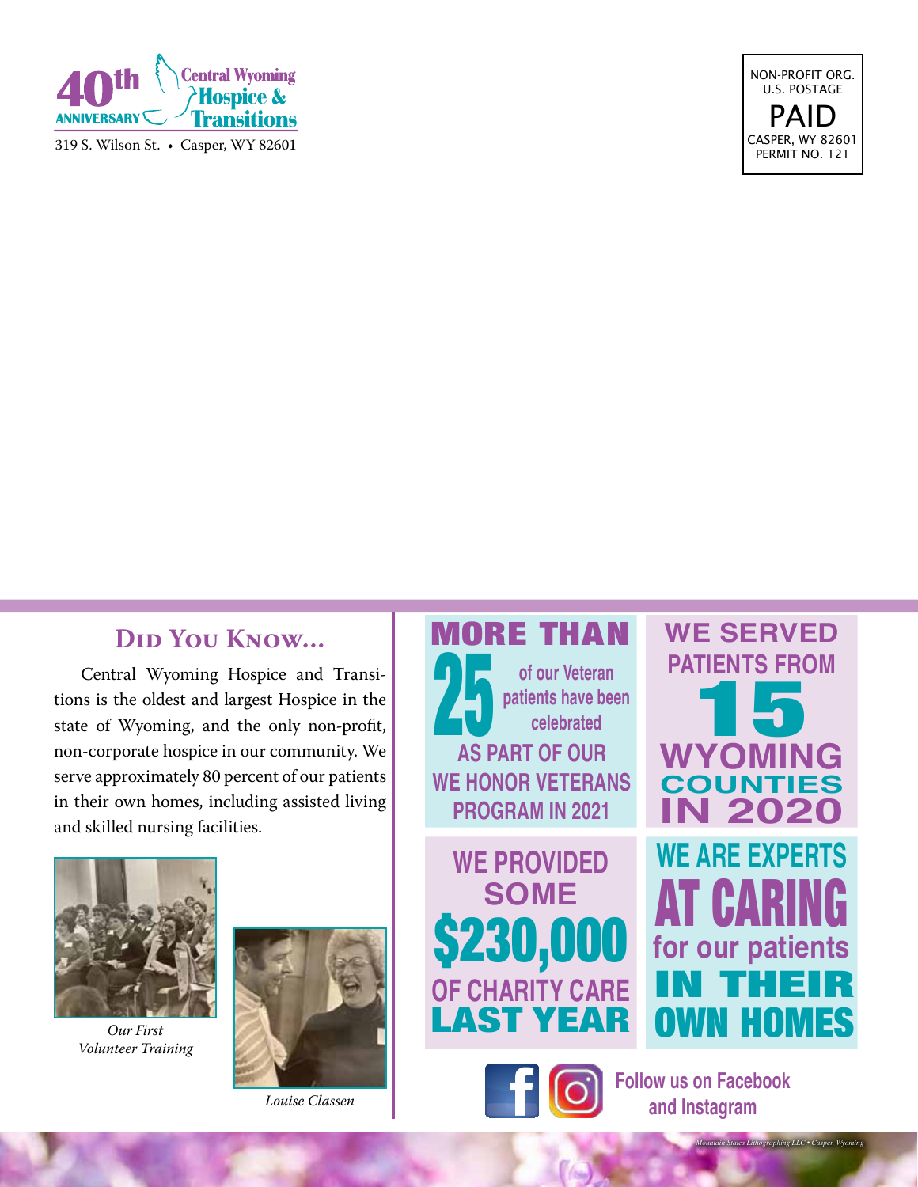40th ANNIVERSARY

Central Wyoming Hospice & Transitions

319 S. Wilson St. • Casper, WY 82601

NON-PROFIT ORG.
U.S. POSTAGE
PAID
CASPER, WY 82601
PERMIT NO. 121

## Did You Know...

Central Wyoming Hospice and Transitions is the oldest and largest Hospice in the state of Wyoming, and the only non-profit, non-corporate hospice in our community. We serve approximately 80 percent of our patients in their own homes, including assisted living and skilled nursing facilities.

*Our First Volunteer Training*

*Louise Classen*

**MORE THAN 25 of our Veteran patients have been celebrated AS PART OF OUR WE HONOR VETERANS PROGRAM IN 2021**

**WE SERVED PATIENTS FROM 15 WYOMING COUNTIES IN 2020**

**WE PROVIDED SOME $230,000 OF CHARITY CARE LAST YEAR**

**WE ARE EXPERTS AT CARING for our patients IN THEIR OWN HOMES**

Follow us on Facebook and Instagram

Mountain States Lithographing LLC • Casper, Wyoming